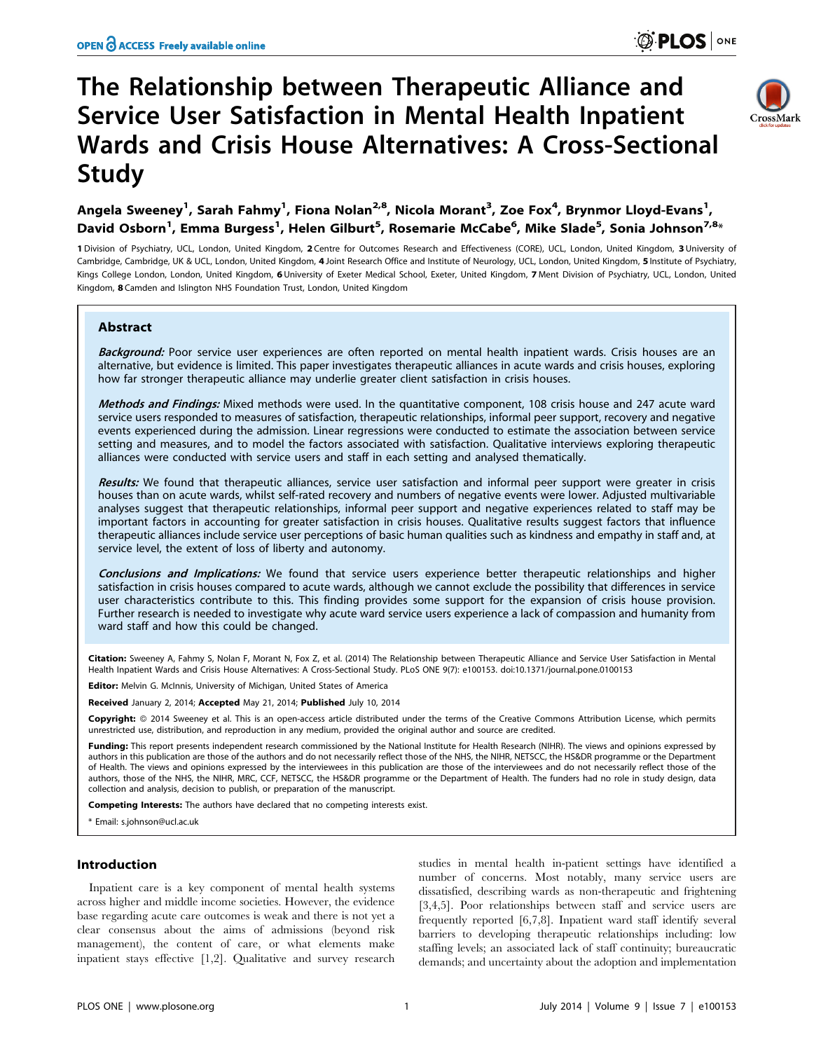# The Relationship between Therapeutic Alliance and Service User Satisfaction in Mental Health Inpatient Wards and Crisis House Alternatives: A Cross-Sectional Study

Angela Sweeney[1], Sarah Fahmy[1], Fiona Nolan[2,8], Nicola Morant[3], Zoe Fox[4], Brynmor Lloyd-Evans[1], David Osborn[1], Emma Burgess[1], Helen Gilburt[5], Rosemarie McCabe[6], Mike Slade[5], Sonia Johnson[7,8]*

1 Division of Psychiatry, UCL, London, United Kingdom, 2 Centre for Outcomes Research and Effectiveness (CORE), UCL, London, United Kingdom, 3 University of Cambridge, Cambridge, UK & UCL, London, United Kingdom, 4 Joint Research Office and Institute of Neurology, UCL, London, United Kingdom, 5 Institute of Psychiatry, Kings College London, London, United Kingdom, 6 University of Exeter Medical School, Exeter, United Kingdom, 7 Ment Division of Psychiatry, UCL, London, United Kingdom, 8 Camden and Islington NHS Foundation Trust, London, United Kingdom

## Abstract

***Background:*** Poor service user experiences are often reported on mental health inpatient wards. Crisis houses are an alternative, but evidence is limited. This paper investigates therapeutic alliances in acute wards and crisis houses, exploring how far stronger therapeutic alliance may underlie greater client satisfaction in crisis houses.

***Methods and Findings:*** Mixed methods were used. In the quantitative component, 108 crisis house and 247 acute ward service users responded to measures of satisfaction, therapeutic relationships, informal peer support, recovery and negative events experienced during the admission. Linear regressions were conducted to estimate the association between service setting and measures, and to model the factors associated with satisfaction. Qualitative interviews exploring therapeutic alliances were conducted with service users and staff in each setting and analysed thematically.

***Results:*** We found that therapeutic alliances, service user satisfaction and informal peer support were greater in crisis houses than on acute wards, whilst self-rated recovery and numbers of negative events were lower. Adjusted multivariable analyses suggest that therapeutic relationships, informal peer support and negative experiences related to staff may be important factors in accounting for greater satisfaction in crisis houses. Qualitative results suggest factors that influence therapeutic alliances include service user perceptions of basic human qualities such as kindness and empathy in staff and, at service level, the extent of loss of liberty and autonomy.

***Conclusions and Implications:*** We found that service users experience better therapeutic relationships and higher satisfaction in crisis houses compared to acute wards, although we cannot exclude the possibility that differences in service user characteristics contribute to this. This finding provides some support for the expansion of crisis house provision. Further research is needed to investigate why acute ward service users experience a lack of compassion and humanity from ward staff and how this could be changed.

**Citation:** Sweeney A, Fahmy S, Nolan F, Morant N, Fox Z, et al. (2014) The Relationship between Therapeutic Alliance and Service User Satisfaction in Mental Health Inpatient Wards and Crisis House Alternatives: A Cross-Sectional Study. PLoS ONE 9(7): e100153. doi:10.1371/journal.pone.0100153

**Editor:** Melvin G. McInnis, University of Michigan, United States of America

**Received** January 2, 2014; **Accepted** May 21, 2014; **Published** July 10, 2014

**Copyright:** © 2014 Sweeney et al. This is an open-access article distributed under the terms of the Creative Commons Attribution License, which permits unrestricted use, distribution, and reproduction in any medium, provided the original author and source are credited.

**Funding:** This report presents independent research commissioned by the National Institute for Health Research (NIHR). The views and opinions expressed by authors in this publication are those of the authors and do not necessarily reflect those of the NHS, the NIHR, NETSCC, the HS&DR programme or the Department of Health. The views and opinions expressed by the interviewees in this publication are those of the interviewees and do not necessarily reflect those of the authors, those of the NHS, the NIHR, MRC, CCF, NETSCC, the HS&DR programme or the Department of Health. The funders had no role in study design, data collection and analysis, decision to publish, or preparation of the manuscript.

**Competing Interests:** The authors have declared that no competing interests exist.

* Email: s.johnson@ucl.ac.uk

## Introduction

Inpatient care is a key component of mental health systems across higher and middle income societies. However, the evidence base regarding acute care outcomes is weak and there is not yet a clear consensus about the aims of admissions (beyond risk management), the content of care, or what elements make inpatient stays effective [1,2]. Qualitative and survey research studies in mental health in-patient settings have identified a number of concerns. Most notably, many service users are dissatisfied, describing wards as non-therapeutic and frightening [3,4,5]. Poor relationships between staff and service users are frequently reported [6,7,8]. Inpatient ward staff identify several barriers to developing therapeutic relationships including: low staffing levels; an associated lack of staff continuity; bureaucratic demands; and uncertainty about the adoption and implementation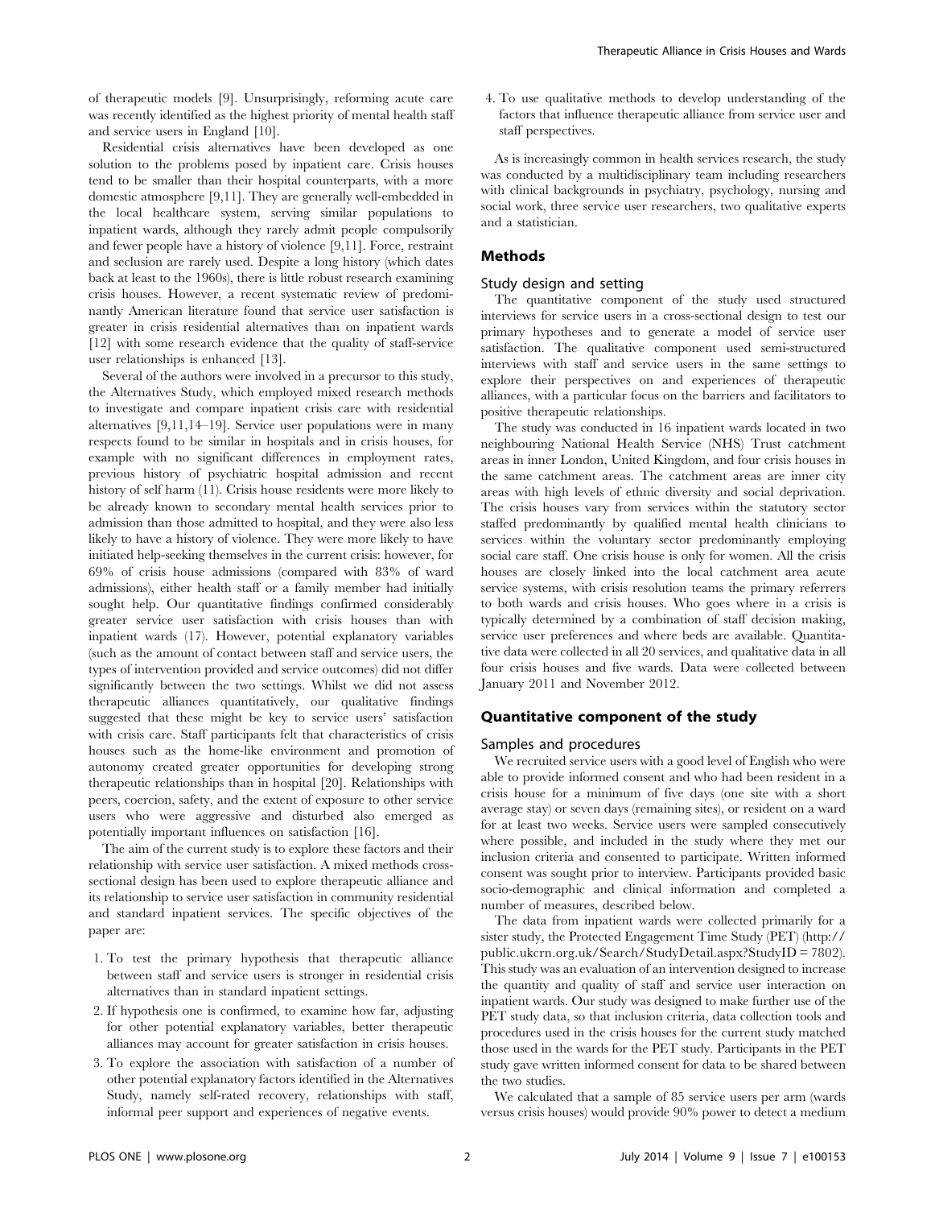of therapeutic models [9]. Unsurprisingly, reforming acute care was recently identified as the highest priority of mental health staff and service users in England [10].

Residential crisis alternatives have been developed as one solution to the problems posed by inpatient care. Crisis houses tend to be smaller than their hospital counterparts, with a more domestic atmosphere [9,11]. They are generally well-embedded in the local healthcare system, serving similar populations to inpatient wards, although they rarely admit people compulsorily and fewer people have a history of violence [9,11]. Force, restraint and seclusion are rarely used. Despite a long history (which dates back at least to the 1960s), there is little robust research examining crisis houses. However, a recent systematic review of predominantly American literature found that service user satisfaction is greater in crisis residential alternatives than on inpatient wards [12] with some research evidence that the quality of staff-service user relationships is enhanced [13].

Several of the authors were involved in a precursor to this study, the Alternatives Study, which employed mixed research methods to investigate and compare inpatient crisis care with residential alternatives [9,11,14–19]. Service user populations were in many respects found to be similar in hospitals and in crisis houses, for example with no significant differences in employment rates, previous history of psychiatric hospital admission and recent history of self harm (11). Crisis house residents were more likely to be already known to secondary mental health services prior to admission than those admitted to hospital, and they were also less likely to have a history of violence. They were more likely to have initiated help-seeking themselves in the current crisis: however, for 69% of crisis house admissions (compared with 83% of ward admissions), either health staff or a family member had initially sought help. Our quantitative findings confirmed considerably greater service user satisfaction with crisis houses than with inpatient wards (17). However, potential explanatory variables (such as the amount of contact between staff and service users, the types of intervention provided and service outcomes) did not differ significantly between the two settings. Whilst we did not assess therapeutic alliances quantitatively, our qualitative findings suggested that these might be key to service users' satisfaction with crisis care. Staff participants felt that characteristics of crisis houses such as the home-like environment and promotion of autonomy created greater opportunities for developing strong therapeutic relationships than in hospital [20]. Relationships with peers, coercion, safety, and the extent of exposure to other service users who were aggressive and disturbed also emerged as potentially important influences on satisfaction [16].

The aim of the current study is to explore these factors and their relationship with service user satisfaction. A mixed methods cross-sectional design has been used to explore therapeutic alliance and its relationship to service user satisfaction in community residential and standard inpatient services. The specific objectives of the paper are:

1. To test the primary hypothesis that therapeutic alliance between staff and service users is stronger in residential crisis alternatives than in standard inpatient settings.
2. If hypothesis one is confirmed, to examine how far, adjusting for other potential explanatory variables, better therapeutic alliances may account for greater satisfaction in crisis houses.
3. To explore the association with satisfaction of a number of other potential explanatory factors identified in the Alternatives Study, namely self-rated recovery, relationships with staff, informal peer support and experiences of negative events.
4. To use qualitative methods to develop understanding of the factors that influence therapeutic alliance from service user and staff perspectives.

As is increasingly common in health services research, the study was conducted by a multidisciplinary team including researchers with clinical backgrounds in psychiatry, psychology, nursing and social work, three service user researchers, two qualitative experts and a statistician.

## Methods

### Study design and setting

The quantitative component of the study used structured interviews for service users in a cross-sectional design to test our primary hypotheses and to generate a model of service user satisfaction. The qualitative component used semi-structured interviews with staff and service users in the same settings to explore their perspectives on and experiences of therapeutic alliances, with a particular focus on the barriers and facilitators to positive therapeutic relationships.

The study was conducted in 16 inpatient wards located in two neighbouring National Health Service (NHS) Trust catchment areas in inner London, United Kingdom, and four crisis houses in the same catchment areas. The catchment areas are inner city areas with high levels of ethnic diversity and social deprivation. The crisis houses vary from services within the statutory sector staffed predominantly by qualified mental health clinicians to services within the voluntary sector predominantly employing social care staff. One crisis house is only for women. All the crisis houses are closely linked into the local catchment area acute service systems, with crisis resolution teams the primary referrers to both wards and crisis houses. Who goes where in a crisis is typically determined by a combination of staff decision making, service user preferences and where beds are available. Quantitative data were collected in all 20 services, and qualitative data in all four crisis houses and five wards. Data were collected between January 2011 and November 2012.

## Quantitative component of the study

### Samples and procedures

We recruited service users with a good level of English who were able to provide informed consent and who had been resident in a crisis house for a minimum of five days (one site with a short average stay) or seven days (remaining sites), or resident on a ward for at least two weeks. Service users were sampled consecutively where possible, and included in the study where they met our inclusion criteria and consented to participate. Written informed consent was sought prior to interview. Participants provided basic socio-demographic and clinical information and completed a number of measures, described below.

The data from inpatient wards were collected primarily for a sister study, the Protected Engagement Time Study (PET) (http://public.ukcrn.org.uk/Search/StudyDetail.aspx?StudyID = 7802). This study was an evaluation of an intervention designed to increase the quantity and quality of staff and service user interaction on inpatient wards. Our study was designed to make further use of the PET study data, so that inclusion criteria, data collection tools and procedures used in the crisis houses for the current study matched those used in the wards for the PET study. Participants in the PET study gave written informed consent for data to be shared between the two studies.

We calculated that a sample of 85 service users per arm (wards versus crisis houses) would provide 90% power to detect a medium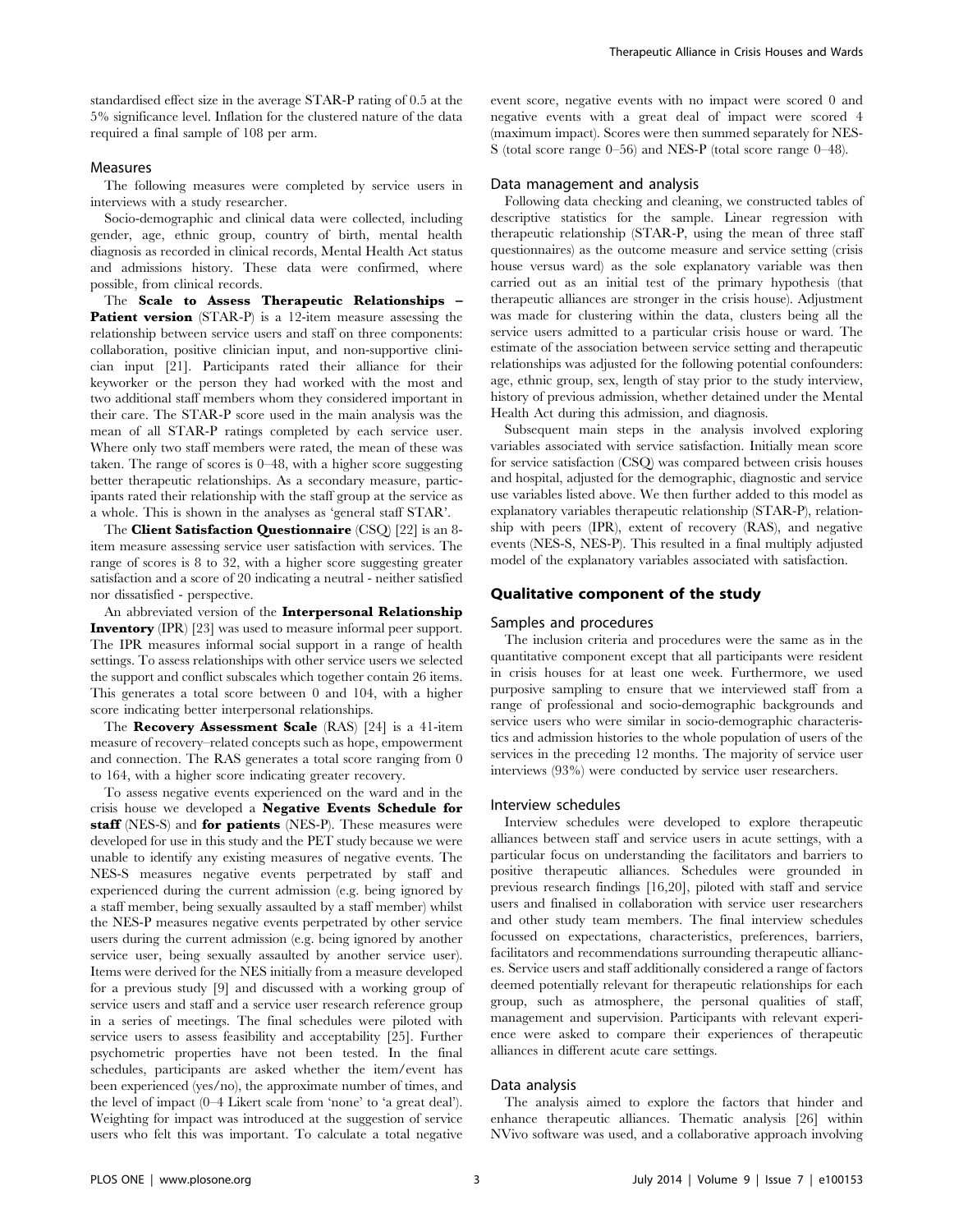standardised effect size in the average STAR-P rating of 0.5 at the 5% significance level. Inflation for the clustered nature of the data required a final sample of 108 per arm.

### Measures

The following measures were completed by service users in interviews with a study researcher.

Socio-demographic and clinical data were collected, including gender, age, ethnic group, country of birth, mental health diagnosis as recorded in clinical records, Mental Health Act status and admissions history. These data were confirmed, where possible, from clinical records.

The **Scale to Assess Therapeutic Relationships – Patient version** (STAR-P) is a 12-item measure assessing the relationship between service users and staff on three components: collaboration, positive clinician input, and non-supportive clinician input [21]. Participants rated their alliance for their keyworker or the person they had worked with the most and two additional staff members whom they considered important in their care. The STAR-P score used in the main analysis was the mean of all STAR-P ratings completed by each service user. Where only two staff members were rated, the mean of these was taken. The range of scores is 0–48, with a higher score suggesting better therapeutic relationships. As a secondary measure, participants rated their relationship with the staff group at the service as a whole. This is shown in the analyses as 'general staff STAR'.

The **Client Satisfaction Questionnaire** (CSQ) [22] is an 8-item measure assessing service user satisfaction with services. The range of scores is 8 to 32, with a higher score suggesting greater satisfaction and a score of 20 indicating a neutral - neither satisfied nor dissatisfied - perspective.

An abbreviated version of the **Interpersonal Relationship Inventory** (IPR) [23] was used to measure informal peer support. The IPR measures informal social support in a range of health settings. To assess relationships with other service users we selected the support and conflict subscales which together contain 26 items. This generates a total score between 0 and 104, with a higher score indicating better interpersonal relationships.

The **Recovery Assessment Scale** (RAS) [24] is a 41-item measure of recovery–related concepts such as hope, empowerment and connection. The RAS generates a total score ranging from 0 to 164, with a higher score indicating greater recovery.

To assess negative events experienced on the ward and in the crisis house we developed a **Negative Events Schedule for staff** (NES-S) and **for patients** (NES-P). These measures were developed for use in this study and the PET study because we were unable to identify any existing measures of negative events. The NES-S measures negative events perpetrated by staff and experienced during the current admission (e.g. being ignored by a staff member, being sexually assaulted by a staff member) whilst the NES-P measures negative events perpetrated by other service users during the current admission (e.g. being ignored by another service user, being sexually assaulted by another service user). Items were derived for the NES initially from a measure developed for a previous study [9] and discussed with a working group of service users and staff and a service user research reference group in a series of meetings. The final schedules were piloted with service users to assess feasibility and acceptability [25]. Further psychometric properties have not been tested. In the final schedules, participants are asked whether the item/event has been experienced (yes/no), the approximate number of times, and the level of impact (0–4 Likert scale from 'none' to 'a great deal'). Weighting for impact was introduced at the suggestion of service users who felt this was important. To calculate a total negative event score, negative events with no impact were scored 0 and negative events with a great deal of impact were scored 4 (maximum impact). Scores were then summed separately for NES-S (total score range 0–56) and NES-P (total score range 0–48).

### Data management and analysis

Following data checking and cleaning, we constructed tables of descriptive statistics for the sample. Linear regression with therapeutic relationship (STAR-P, using the mean of three staff questionnaires) as the outcome measure and service setting (crisis house versus ward) as the sole explanatory variable was then carried out as an initial test of the primary hypothesis (that therapeutic alliances are stronger in the crisis house). Adjustment was made for clustering within the data, clusters being all the service users admitted to a particular crisis house or ward. The estimate of the association between service setting and therapeutic relationships was adjusted for the following potential confounders: age, ethnic group, sex, length of stay prior to the study interview, history of previous admission, whether detained under the Mental Health Act during this admission, and diagnosis.

Subsequent main steps in the analysis involved exploring variables associated with service satisfaction. Initially mean score for service satisfaction (CSQ) was compared between crisis houses and hospital, adjusted for the demographic, diagnostic and service use variables listed above. We then further added to this model as explanatory variables therapeutic relationship (STAR-P), relationship with peers (IPR), extent of recovery (RAS), and negative events (NES-S, NES-P). This resulted in a final multiply adjusted model of the explanatory variables associated with satisfaction.

## Qualitative component of the study

### Samples and procedures

The inclusion criteria and procedures were the same as in the quantitative component except that all participants were resident in crisis houses for at least one week. Furthermore, we used purposive sampling to ensure that we interviewed staff from a range of professional and socio-demographic backgrounds and service users who were similar in socio-demographic characteristics and admission histories to the whole population of users of the services in the preceding 12 months. The majority of service user interviews (93%) were conducted by service user researchers.

### Interview schedules

Interview schedules were developed to explore therapeutic alliances between staff and service users in acute settings, with a particular focus on understanding the facilitators and barriers to positive therapeutic alliances. Schedules were grounded in previous research findings [16,20], piloted with staff and service users and finalised in collaboration with service user researchers and other study team members. The final interview schedules focussed on expectations, characteristics, preferences, barriers, facilitators and recommendations surrounding therapeutic alliances. Service users and staff additionally considered a range of factors deemed potentially relevant for therapeutic relationships for each group, such as atmosphere, the personal qualities of staff, management and supervision. Participants with relevant experience were asked to compare their experiences of therapeutic alliances in different acute care settings.

### Data analysis

The analysis aimed to explore the factors that hinder and enhance therapeutic alliances. Thematic analysis [26] within NVivo software was used, and a collaborative approach involving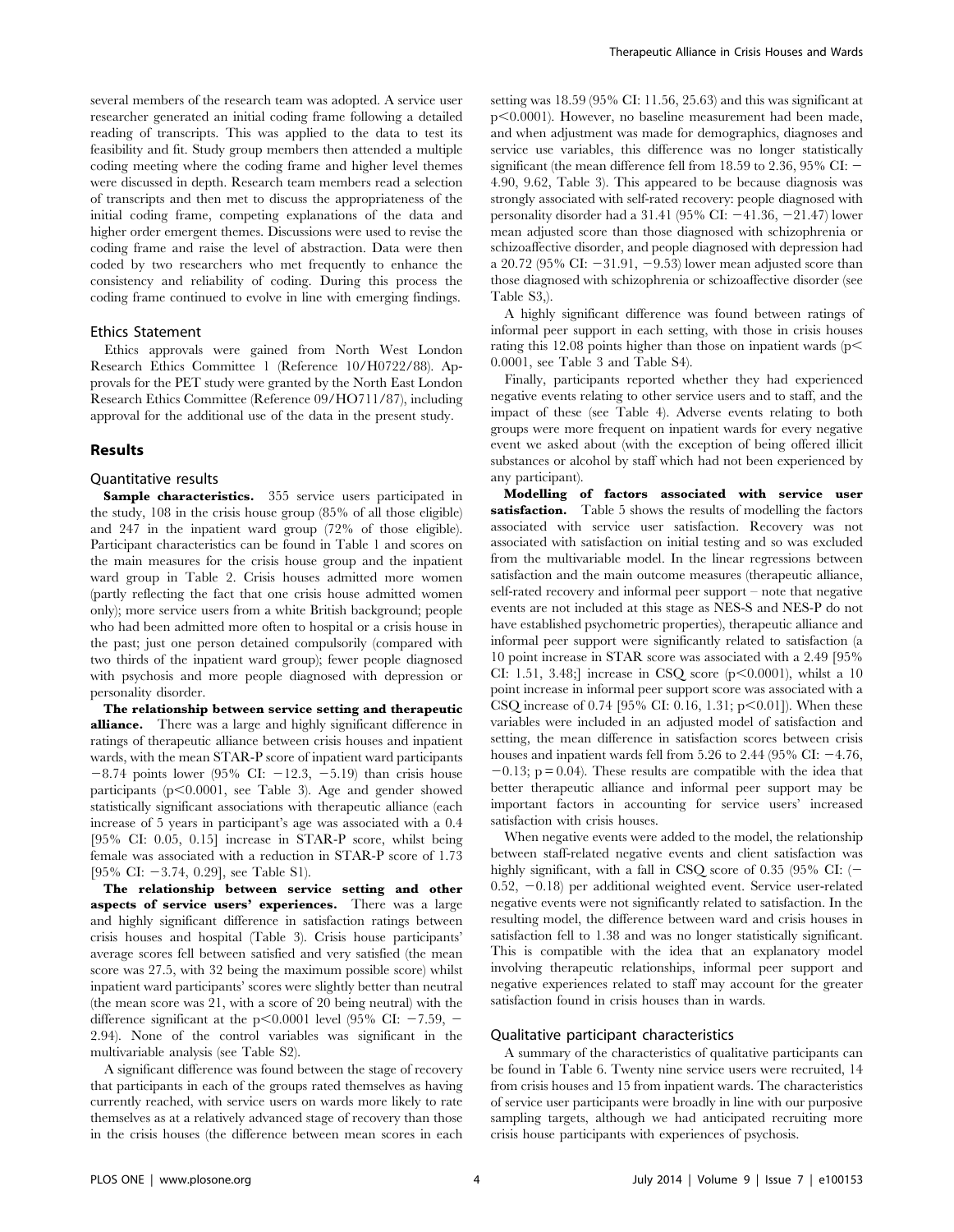several members of the research team was adopted. A service user researcher generated an initial coding frame following a detailed reading of transcripts. This was applied to the data to test its feasibility and fit. Study group members then attended a multiple coding meeting where the coding frame and higher level themes were discussed in depth. Research team members read a selection of transcripts and then met to discuss the appropriateness of the initial coding frame, competing explanations of the data and higher order emergent themes. Discussions were used to revise the coding frame and raise the level of abstraction. Data were then coded by two researchers who met frequently to enhance the consistency and reliability of coding. During this process the coding frame continued to evolve in line with emerging findings.

### Ethics Statement

Ethics approvals were gained from North West London Research Ethics Committee 1 (Reference 10/H0722/88). Approvals for the PET study were granted by the North East London Research Ethics Committee (Reference 09/HO711/87), including approval for the additional use of the data in the present study.

## Results

### Quantitative results

**Sample characteristics.** 355 service users participated in the study, 108 in the crisis house group (85% of all those eligible) and 247 in the inpatient ward group (72% of those eligible). Participant characteristics can be found in Table 1 and scores on the main measures for the crisis house group and the inpatient ward group in Table 2. Crisis houses admitted more women (partly reflecting the fact that one crisis house admitted women only); more service users from a white British background; people who had been admitted more often to hospital or a crisis house in the past; just one person detained compulsorily (compared with two thirds of the inpatient ward group); fewer people diagnosed with psychosis and more people diagnosed with depression or personality disorder.

**The relationship between service setting and therapeutic alliance.** There was a large and highly significant difference in ratings of therapeutic alliance between crisis houses and inpatient wards, with the mean STAR-P score of inpatient ward participants −8.74 points lower (95% CI: −12.3, −5.19) than crisis house participants ($p<0.0001$, see Table 3). Age and gender showed statistically significant associations with therapeutic alliance (each increase of 5 years in participant's age was associated with a 0.4 [95% CI: 0.05, 0.15] increase in STAR-P score, whilst being female was associated with a reduction in STAR-P score of 1.73 [95% CI: −3.74, 0.29], see Table S1).

**The relationship between service setting and other aspects of service users' experiences.** There was a large and highly significant difference in satisfaction ratings between crisis houses and hospital (Table 3). Crisis house participants' average scores fell between satisfied and very satisfied (the mean score was 27.5, with 32 being the maximum possible score) whilst inpatient ward participants' scores were slightly better than neutral (the mean score was 21, with a score of 20 being neutral) with the difference significant at the $p<0.0001$ level (95% CI: −7.59, −2.94). None of the control variables was significant in the multivariable analysis (see Table S2).

A significant difference was found between the stage of recovery that participants in each of the groups rated themselves as having currently reached, with service users on wards more likely to rate themselves as at a relatively advanced stage of recovery than those in the crisis houses (the difference between mean scores in each setting was 18.59 (95% CI: 11.56, 25.63) and this was significant at $p<0.0001$). However, no baseline measurement had been made, and when adjustment was made for demographics, diagnoses and service use variables, this difference was no longer statistically significant (the mean difference fell from 18.59 to 2.36, 95% CI: −4.90, 9.62, Table 3). This appeared to be because diagnosis was strongly associated with self-rated recovery: people diagnosed with personality disorder had a 31.41 (95% CI: −41.36, −21.47) lower mean adjusted score than those diagnosed with schizophrenia or schizoaffective disorder, and people diagnosed with depression had a 20.72 (95% CI: −31.91, −9.53) lower mean adjusted score than those diagnosed with schizophrenia or schizoaffective disorder (see Table S3,).

A highly significant difference was found between ratings of informal peer support in each setting, with those in crisis houses rating this 12.08 points higher than those on inpatient wards ($p<0.0001$, see Table 3 and Table S4).

Finally, participants reported whether they had experienced negative events relating to other service users and to staff, and the impact of these (see Table 4). Adverse events relating to both groups were more frequent on inpatient wards for every negative event we asked about (with the exception of being offered illicit substances or alcohol by staff which had not been experienced by any participant).

**Modelling of factors associated with service user satisfaction.** Table 5 shows the results of modelling the factors associated with service user satisfaction. Recovery was not associated with satisfaction on initial testing and so was excluded from the multivariable model. In the linear regressions between satisfaction and the main outcome measures (therapeutic alliance, self-rated recovery and informal peer support – note that negative events are not included at this stage as NES-S and NES-P do not have established psychometric properties), therapeutic alliance and informal peer support were significantly related to satisfaction (a 10 point increase in STAR score was associated with a 2.49 [95% CI: 1.51, 3.48;] increase in CSQ score ($p<0.0001$), whilst a 10 point increase in informal peer support score was associated with a CSQ increase of 0.74 [95% CI: 0.16, 1.31; $p<0.01$]). When these variables were included in an adjusted model of satisfaction and setting, the mean difference in satisfaction scores between crisis houses and inpatient wards fell from 5.26 to 2.44 (95% CI: −4.76, −0.13; $p=0.04$). These results are compatible with the idea that better therapeutic alliance and informal peer support may be important factors in accounting for service users' increased satisfaction with crisis houses.

When negative events were added to the model, the relationship between staff-related negative events and client satisfaction was highly significant, with a fall in CSQ score of 0.35 (95% CI: (−0.52, −0.18) per additional weighted event. Service user-related negative events were not significantly related to satisfaction. In the resulting model, the difference between ward and crisis houses in satisfaction fell to 1.38 and was no longer statistically significant. This is compatible with the idea that an explanatory model involving therapeutic relationships, informal peer support and negative experiences related to staff may account for the greater satisfaction found in crisis houses than in wards.

### Qualitative participant characteristics

A summary of the characteristics of qualitative participants can be found in Table 6. Twenty nine service users were recruited, 14 from crisis houses and 15 from inpatient wards. The characteristics of service user participants were broadly in line with our purposive sampling targets, although we had anticipated recruiting more crisis house participants with experiences of psychosis.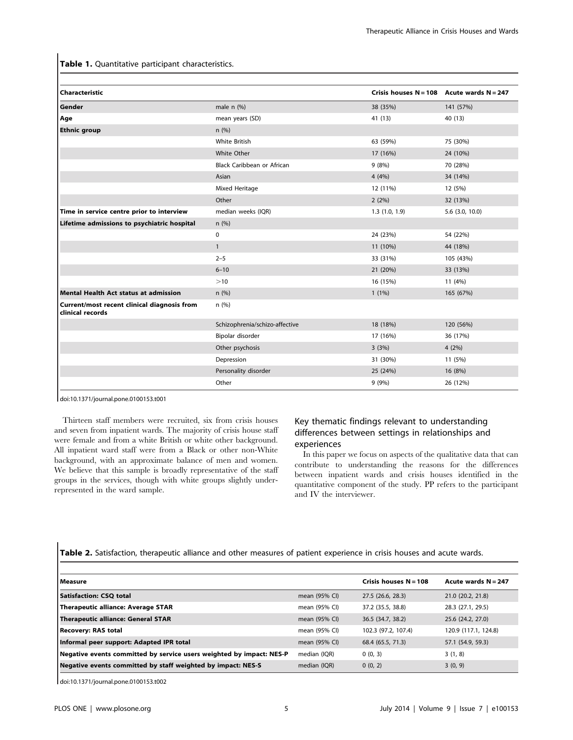**Table 1.** Quantitative participant characteristics.

| Characteristic | | Crisis houses N = 108 | Acute wards N = 247 |
|---|---|---|---|
| **Gender** | male n (%) | 38 (35%) | 141 (57%) |
| **Age** | mean years (SD) | 41 (13) | 40 (13) |
| **Ethnic group** | n (%) | | |
| | White British | 63 (59%) | 75 (30%) |
| | White Other | 17 (16%) | 24 (10%) |
| | Black Caribbean or African | 9 (8%) | 70 (28%) |
| | Asian | 4 (4%) | 34 (14%) |
| | Mixed Heritage | 12 (11%) | 12 (5%) |
| | Other | 2 (2%) | 32 (13%) |
| **Time in service centre prior to interview** | median weeks (IQR) | 1.3 (1.0, 1.9) | 5.6 (3.0, 10.0) |
| **Lifetime admissions to psychiatric hospital** | n (%) | | |
| | 0 | 24 (23%) | 54 (22%) |
| | 1 | 11 (10%) | 44 (18%) |
| | 2–5 | 33 (31%) | 105 (43%) |
| | 6–10 | 21 (20%) | 33 (13%) |
| | >10 | 16 (15%) | 11 (4%) |
| **Mental Health Act status at admission** | n (%) | 1 (1%) | 165 (67%) |
| **Current/most recent clinical diagnosis from clinical records** | n (%) | | |
| | Schizophrenia/schizo-affective | 18 (18%) | 120 (56%) |
| | Bipolar disorder | 17 (16%) | 36 (17%) |
| | Other psychosis | 3 (3%) | 4 (2%) |
| | Depression | 31 (30%) | 11 (5%) |
| | Personality disorder | 25 (24%) | 16 (8%) |
| | Other | 9 (9%) | 26 (12%) |

doi:10.1371/journal.pone.0100153.t001

Thirteen staff members were recruited, six from crisis houses and seven from inpatient wards. The majority of crisis house staff were female and from a white British or white other background. All inpatient ward staff were from a Black or other non-White background, with an approximate balance of men and women. We believe that this sample is broadly representative of the staff groups in the services, though with white groups slightly under-represented in the ward sample.

### Key thematic findings relevant to understanding differences between settings in relationships and experiences

In this paper we focus on aspects of the qualitative data that can contribute to understanding the reasons for the differences between inpatient wards and crisis houses identified in the quantitative component of the study. PP refers to the participant and IV the interviewer.

**Table 2.** Satisfaction, therapeutic alliance and other measures of patient experience in crisis houses and acute wards.

| Measure | | Crisis houses N = 108 | Acute wards N = 247 |
|---|---|---|---|
| **Satisfaction: CSQ total** | mean (95% CI) | 27.5 (26.6, 28.3) | 21.0 (20.2, 21.8) |
| **Therapeutic alliance: Average STAR** | mean (95% CI) | 37.2 (35.5, 38.8) | 28.3 (27.1, 29.5) |
| **Therapeutic alliance: General STAR** | mean (95% CI) | 36.5 (34.7, 38.2) | 25.6 (24.2, 27.0) |
| **Recovery: RAS total** | mean (95% CI) | 102.3 (97.2, 107.4) | 120.9 (117.1, 124.8) |
| **Informal peer support: Adapted IPR total** | mean (95% CI) | 68.4 (65.5, 71.3) | 57.1 (54.9, 59.3) |
| **Negative events committed by service users weighted by impact: NES-P** | median (IQR) | 0 (0, 3) | 3 (1, 8) |
| **Negative events committed by staff weighted by impact: NES-S** | median (IQR) | 0 (0, 2) | 3 (0, 9) |

doi:10.1371/journal.pone.0100153.t002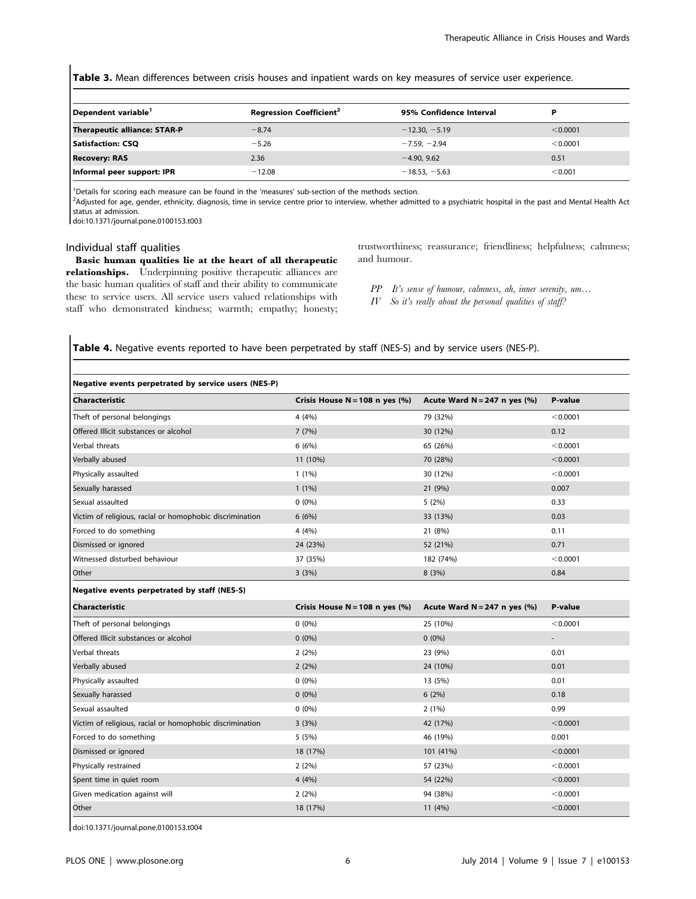**Table 3.** Mean differences between crisis houses and inpatient wards on key measures of service user experience.

| Dependent variable[1] | Regression Coefficient[2] | 95% Confidence Interval | P |
|---|---|---|---|
| **Therapeutic alliance: STAR-P** | −8.74 | −12.30, −5.19 | <0.0001 |
| **Satisfaction: CSQ** | −5.26 | −7.59, −2.94 | <0.0001 |
| **Recovery: RAS** | 2.36 | −4.90, 9.62 | 0.51 |
| **Informal peer support: IPR** | −12.08 | −18.53, −5.63 | <0.001 |

[1]Details for scoring each measure can be found in the 'measures' sub-section of the methods section.

[2]Adjusted for age, gender, ethnicity, diagnosis, time in service centre prior to interview, whether admitted to a psychiatric hospital in the past and Mental Health Act status at admission.

doi:10.1371/journal.pone.0100153.t003

### Individual staff qualities

**Basic human qualities lie at the heart of all therapeutic relationships.** Underpinning positive therapeutic alliances are the basic human qualities of staff and their ability to communicate these to service users. All service users valued relationships with staff who demonstrated kindness; warmth; empathy; honesty; trustworthiness; reassurance; friendliness; helpfulness; calmness; and humour.

*PP It's sense of humour, calmness, ah, inner serenity, um…*

*IV So it's really about the personal qualities of staff?*

**Table 4.** Negative events reported to have been perpetrated by staff (NES-S) and by service users (NES-P).

| **Negative events perpetrated by service users (NES-P)** | | | |
|---|---|---|---|
| **Characteristic** | **Crisis House N = 108 n yes (%)** | **Acute Ward N = 247 n yes (%)** | **P-value** |
| Theft of personal belongings | 4 (4%) | 79 (32%) | <0.0001 |
| Offered Illicit substances or alcohol | 7 (7%) | 30 (12%) | 0.12 |
| Verbal threats | 6 (6%) | 65 (26%) | <0.0001 |
| Verbally abused | 11 (10%) | 70 (28%) | <0.0001 |
| Physically assaulted | 1 (1%) | 30 (12%) | <0.0001 |
| Sexually harassed | 1 (1%) | 21 (9%) | 0.007 |
| Sexual assaulted | 0 (0%) | 5 (2%) | 0.33 |
| Victim of religious, racial or homophobic discrimination | 6 (6%) | 33 (13%) | 0.03 |
| Forced to do something | 4 (4%) | 21 (8%) | 0.11 |
| Dismissed or ignored | 24 (23%) | 52 (21%) | 0.71 |
| Witnessed disturbed behaviour | 37 (35%) | 182 (74%) | <0.0001 |
| Other | 3 (3%) | 8 (3%) | 0.84 |
| **Negative events perpetrated by staff (NES-S)** | | | |
| **Characteristic** | **Crisis House N = 108 n yes (%)** | **Acute Ward N = 247 n yes (%)** | **P-value** |
| Theft of personal belongings | 0 (0%) | 25 (10%) | <0.0001 |
| Offered Illicit substances or alcohol | 0 (0%) | 0 (0%) | - |
| Verbal threats | 2 (2%) | 23 (9%) | 0.01 |
| Verbally abused | 2 (2%) | 24 (10%) | 0.01 |
| Physically assaulted | 0 (0%) | 13 (5%) | 0.01 |
| Sexually harassed | 0 (0%) | 6 (2%) | 0.18 |
| Sexual assaulted | 0 (0%) | 2 (1%) | 0.99 |
| Victim of religious, racial or homophobic discrimination | 3 (3%) | 42 (17%) | <0.0001 |
| Forced to do something | 5 (5%) | 46 (19%) | 0.001 |
| Dismissed or ignored | 18 (17%) | 101 (41%) | <0.0001 |
| Physically restrained | 2 (2%) | 57 (23%) | <0.0001 |
| Spent time in quiet room | 4 (4%) | 54 (22%) | <0.0001 |
| Given medication against will | 2 (2%) | 94 (38%) | <0.0001 |
| Other | 18 (17%) | 11 (4%) | <0.0001 |

doi:10.1371/journal.pone.0100153.t004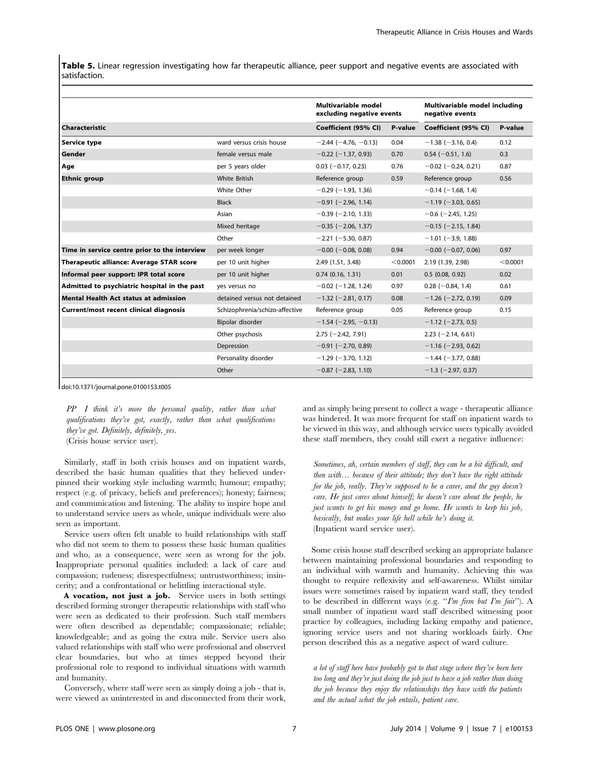**Table 5.** Linear regression investigating how far therapeutic alliance, peer support and negative events are associated with satisfaction.

| | | Multivariable model excluding negative events | | Multivariable model including negative events | |
|---|---|---|---|---|---|
| **Characteristic** | | **Coefficient (95% CI)** | **P-value** | **Coefficient (95% CI)** | **P-value** |
| **Service type** | ward versus crisis house | −2.44 (−4.76, −0.13) | 0.04 | −1.38 (−3.16, 0.4) | 0.12 |
| **Gender** | female versus male | −0.22 (−1.37, 0.93) | 0.70 | 0.54 (−0.51, 1.6) | 0.3 |
| **Age** | per 5 years older | 0.03 (−0.17, 0.23) | 0.76 | −0.02 (−0.24, 0.21) | 0.87 |
| **Ethnic group** | White British | Reference group | 0.59 | Reference group | 0.56 |
| | White Other | −0.29 (−1.93, 1.36) | | −0.14 (−1.68, 1.4) | |
| | Black | −0.91 (−2.96, 1.14) | | −1.19 (−3.03, 0.65) | |
| | Asian | −0.39 (−2.10, 1.33) | | −0.6 (−2.45, 1.25) | |
| | Mixed heritage | −0.35 (−2.06, 1.37) | | −0.15 (−2.15, 1.84) | |
| | Other | −2.21 (−5.30, 0.87) | | −1.01 (−3.9, 1.88) | |
| **Time in service centre prior to the interview** | per week longer | −0.00 (−0.08, 0.08) | 0.94 | −0.00 (−0.07, 0.06) | 0.97 |
| **Therapeutic alliance: Average STAR score** | per 10 unit higher | 2.49 (1.51, 3.48) | <0.0001 | 2.19 (1.39, 2.98) | <0.0001 |
| **Informal peer support: IPR total score** | per 10 unit higher | 0.74 (0.16, 1.31) | 0.01 | 0.5 (0.08, 0.92) | 0.02 |
| **Admitted to psychiatric hospital in the past** | yes versus no | −0.02 (−1.28, 1.24) | 0.97 | 0.28 (−0.84, 1.4) | 0.61 |
| **Mental Health Act status at admission** | detained versus not detained | −1.32 (−2.81, 0.17) | 0.08 | −1.26 (−2.72, 0.19) | 0.09 |
| **Current/most recent clinical diagnosis** | Schizophrenia/schizo-affective | Reference group | 0.05 | Reference group | 0.15 |
| | Bipolar disorder | −1.54 (−2.95, −0.13) | | −1.12 (−2.73, 0.5) | |
| | Other psychosis | 2.75 (−2.42, 7.91) | | 2.23 (−2.14, 6.61) | |
| | Depression | −0.91 (−2.70, 0.89) | | −1.16 (−2.93, 0.62) | |
| | Personality disorder | −1.29 (−3.70, 1.12) | | −1.44 (−3.77, 0.88) | |
| | Other | −0.87 (−2.83, 1.10) | | −1.3 (−2.97, 0.37) | |

doi:10.1371/journal.pone.0100153.t005

*PP I think it's more the personal quality, rather than what qualifications they've got, exactly, rather than what qualifications they've got. Definitely, definitely, yes.*
(Crisis house service user).

Similarly, staff in both crisis houses and on inpatient wards, described the basic human qualities that they believed underpinned their working style including warmth; humour; empathy; respect (e.g. of privacy, beliefs and preferences); honesty; fairness; and communication and listening. The ability to inspire hope and to understand service users as whole, unique individuals were also seen as important.

Service users often felt unable to build relationships with staff who did not seem to them to possess these basic human qualities and who, as a consequence, were seen as wrong for the job. Inappropriate personal qualities included: a lack of care and compassion; rudeness; disrespectfulness; untrustworthiness; insincerity; and a confrontational or belittling interactional style.

**A vocation, not just a job.** Service users in both settings described forming stronger therapeutic relationships with staff who were seen as dedicated to their profession. Such staff members were often described as dependable; compassionate; reliable; knowledgeable; and as going the extra mile. Service users also valued relationships with staff who were professional and observed clear boundaries, but who at times stepped beyond their professional role to respond to individual situations with warmth and humanity.

Conversely, where staff were seen as simply doing a job - that is, were viewed as uninterested in and disconnected from their work, and as simply being present to collect a wage - therapeutic alliance was hindered. It was more frequent for staff on inpatient wards to be viewed in this way, and although service users typically avoided these staff members, they could still exert a negative influence:

*Sometimes, ah, certain members of staff, they can be a bit difficult, and then with… because of their attitude; they don't have the right attitude for the job, really. They're supposed to be a carer, and the guy doesn't care. He just cares about himself; he doesn't care about the people, he just wants to get his money and go home. He wants to keep his job, basically, but makes your life hell while he's doing it.*
(Inpatient ward service user).

Some crisis house staff described seeking an appropriate balance between maintaining professional boundaries and responding to an individual with warmth and humanity. Achieving this was thought to require reflexivity and self-awareness. Whilst similar issues were sometimes raised by inpatient ward staff, they tended to be described in different ways (e.g. "*I'm firm but I'm fair*"). A small number of inpatient ward staff described witnessing poor practice by colleagues, including lacking empathy and patience, ignoring service users and not sharing workloads fairly. One person described this as a negative aspect of ward culture.

*a lot of staff here have probably got to that stage where they've been here too long and they're just doing the job just to have a job rather than doing the job because they enjoy the relationships they have with the patients and the actual what the job entails, patient care.*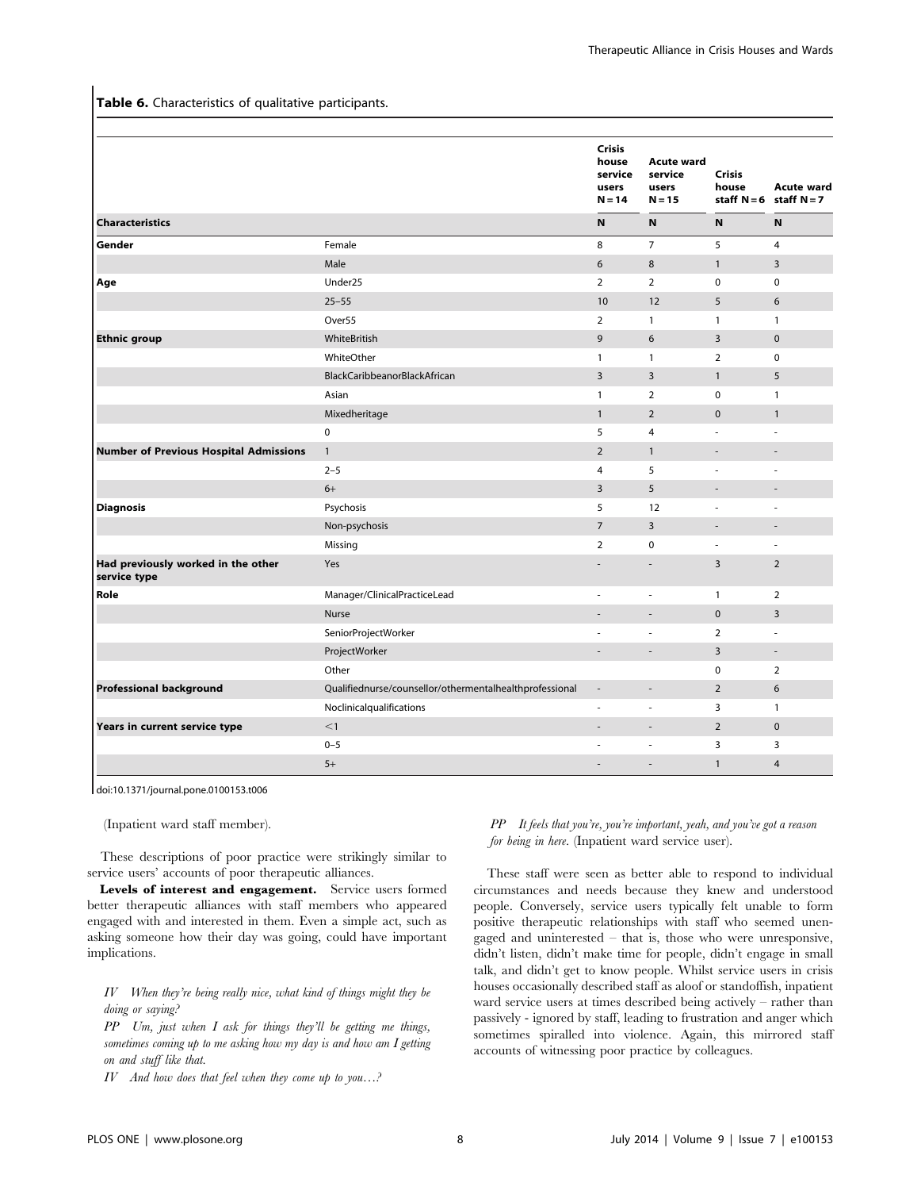**Table 6.** Characteristics of qualitative participants.

| | | Crisis house service users N = 14 | Acute ward service users N = 15 | Crisis house staff N = 6 | Acute ward staff N = 7 |
|---|---|---|---|---|---|
| **Characteristics** | | **N** | **N** | **N** | **N** |
| **Gender** | Female | 8 | 7 | 5 | 4 |
| | Male | 6 | 8 | 1 | 3 |
| **Age** | Under25 | 2 | 2 | 0 | 0 |
| | 25–55 | 10 | 12 | 5 | 6 |
| | Over55 | 2 | 1 | 1 | 1 |
| **Ethnic group** | WhiteBritish | 9 | 6 | 3 | 0 |
| | WhiteOther | 1 | 1 | 2 | 0 |
| | BlackCaribbeanorBlackAfrican | 3 | 3 | 1 | 5 |
| | Asian | 1 | 2 | 0 | 1 |
| | Mixedheritage | 1 | 2 | 0 | 1 |
| | 0 | 5 | 4 | - | - |
| **Number of Previous Hospital Admissions** | 1 | 2 | 1 | - | - |
| | 2–5 | 4 | 5 | - | - |
| | 6+ | 3 | 5 | - | - |
| **Diagnosis** | Psychosis | 5 | 12 | - | - |
| | Non-psychosis | 7 | 3 | - | - |
| | Missing | 2 | 0 | - | - |
| **Had previously worked in the other service type** | Yes | - | - | 3 | 2 |
| **Role** | Manager/ClinicalPracticeLead | - | - | 1 | 2 |
| | Nurse | - | - | 0 | 3 |
| | SeniorProjectWorker | - | - | 2 | - |
| | ProjectWorker | - | - | 3 | - |
| | Other | | | 0 | 2 |
| **Professional background** | Qualifiednurse/counsellor/othermentalhealthprofessional | - | - | 2 | 6 |
| | Noclinicalqualifications | - | - | 3 | 1 |
| **Years in current service type** | <1 | - | - | 2 | 0 |
| | 0–5 | - | - | 3 | 3 |
| | 5+ | - | - | 1 | 4 |

doi:10.1371/journal.pone.0100153.t006

(Inpatient ward staff member).

These descriptions of poor practice were strikingly similar to service users' accounts of poor therapeutic alliances.

**Levels of interest and engagement.** Service users formed better therapeutic alliances with staff members who appeared engaged with and interested in them. Even a simple act, such as asking someone how their day was going, could have important implications.

*IV When they're being really nice, what kind of things might they be doing or saying?*

*PP Um, just when I ask for things they'll be getting me things, sometimes coming up to me asking how my day is and how am I getting on and stuff like that.*

*IV And how does that feel when they come up to you…?*

*PP It feels that you're, you're important, yeah, and you've got a reason for being in here.* (Inpatient ward service user).

These staff were seen as better able to respond to individual circumstances and needs because they knew and understood people. Conversely, service users typically felt unable to form positive therapeutic relationships with staff who seemed unengaged and uninterested – that is, those who were unresponsive, didn't listen, didn't make time for people, didn't engage in small talk, and didn't get to know people. Whilst service users in crisis houses occasionally described staff as aloof or standoffish, inpatient ward service users at times described being actively – rather than passively - ignored by staff, leading to frustration and anger which sometimes spiralled into violence. Again, this mirrored staff accounts of witnessing poor practice by colleagues.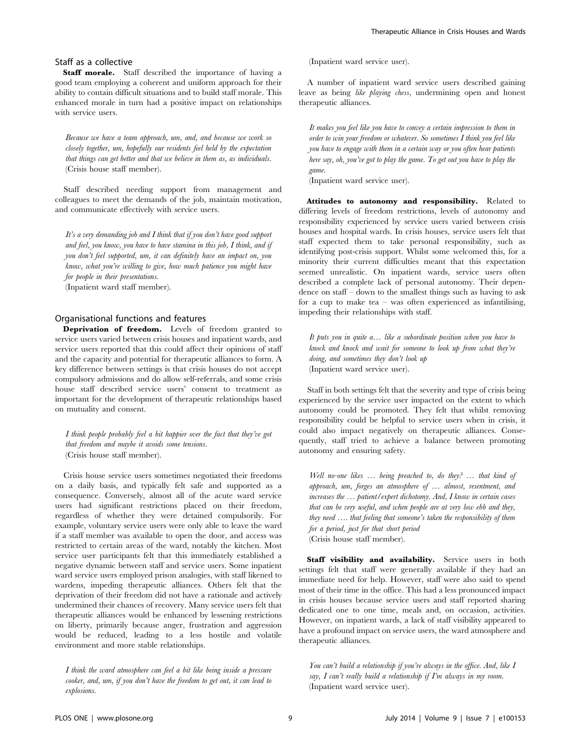### Staff as a collective

**Staff morale.** Staff described the importance of having a good team employing a coherent and uniform approach for their ability to contain difficult situations and to build staff morale. This enhanced morale in turn had a positive impact on relationships with service users.

> *Because we have a team approach, um, and, and because we work so closely together, um, hopefully our residents feel held by the expectation that things can get better and that we believe in them as, as individuals.*
> (Crisis house staff member).

Staff described needing support from management and colleagues to meet the demands of the job, maintain motivation, and communicate effectively with service users.

> *It's a very demanding job and I think that if you don't have good support and feel, you know, you have to have stamina in this job, I think, and if you don't feel supported, um, it can definitely have an impact on, you know, what you're willing to give, how much patience you might have for people in their presentations.*
> (Inpatient ward staff member).

### Organisational functions and features

**Deprivation of freedom.** Levels of freedom granted to service users varied between crisis houses and inpatient wards, and service users reported that this could affect their opinions of staff and the capacity and potential for therapeutic alliances to form. A key difference between settings is that crisis houses do not accept compulsory admissions and do allow self-referrals, and some crisis house staff described service users' consent to treatment as important for the development of therapeutic relationships based on mutuality and consent.

> *I think people probably feel a bit happier over the fact that they've got that freedom and maybe it avoids some tensions.*
> (Crisis house staff member).

Crisis house service users sometimes negotiated their freedoms on a daily basis, and typically felt safe and supported as a consequence. Conversely, almost all of the acute ward service users had significant restrictions placed on their freedom, regardless of whether they were detained compulsorily. For example, voluntary service users were only able to leave the ward if a staff member was available to open the door, and access was restricted to certain areas of the ward, notably the kitchen. Most service user participants felt that this immediately established a negative dynamic between staff and service users. Some inpatient ward service users employed prison analogies, with staff likened to wardens, impeding therapeutic alliances. Others felt that the deprivation of their freedom did not have a rationale and actively undermined their chances of recovery. Many service users felt that therapeutic alliances would be enhanced by lessening restrictions on liberty, primarily because anger, frustration and aggression would be reduced, leading to a less hostile and volatile environment and more stable relationships.

> *I think the ward atmosphere can feel a bit like being inside a pressure cooker, and, um, if you don't have the freedom to get out, it can lead to explosions.*
> (Inpatient ward service user).

A number of inpatient ward service users described gaining leave as being *like playing chess*, undermining open and honest therapeutic alliances.

> *It makes you feel like you have to convey a certain impression to them in order to win your freedom or whatever. So sometimes I think you feel like you have to engage with them in a certain way or you often hear patients here say, oh, you've got to play the game. To get out you have to play the game.*
> (Inpatient ward service user).

**Attitudes to autonomy and responsibility.** Related to differing levels of freedom restrictions, levels of autonomy and responsibility experienced by service users varied between crisis houses and hospital wards. In crisis houses, service users felt that staff expected them to take personal responsibility, such as identifying post-crisis support. Whilst some welcomed this, for a minority their current difficulties meant that this expectation seemed unrealistic. On inpatient wards, service users often described a complete lack of personal autonomy. Their dependence on staff – down to the smallest things such as having to ask for a cup to make tea – was often experienced as infantilising, impeding their relationships with staff.

> *It puts you in quite a… like a subordinate position when you have to knock and knock and wait for someone to look up from what they're doing, and sometimes they don't look up*
> (Inpatient ward service user).

Staff in both settings felt that the severity and type of crisis being experienced by the service user impacted on the extent to which autonomy could be promoted. They felt that whilst removing responsibility could be helpful to service users when in crisis, it could also impact negatively on therapeutic alliances. Consequently, staff tried to achieve a balance between promoting autonomy and ensuring safety.

> *Well no-one likes … being preached to, do they? … that kind of approach, um, forges an atmosphere of … almost, resentment, and increases the … patient/expert dichotomy. And, I know in certain cases that can be very useful, and when people are at very low ebb and they, they need …. that feeling that someone's taken the responsibility of them for a period, just for that short period*
> (Crisis house staff member).

**Staff visibility and availability.** Service users in both settings felt that staff were generally available if they had an immediate need for help. However, staff were also said to spend most of their time in the office. This had a less pronounced impact in crisis houses because service users and staff reported sharing dedicated one to one time, meals and, on occasion, activities. However, on inpatient wards, a lack of staff visibility appeared to have a profound impact on service users, the ward atmosphere and therapeutic alliances.

> *You can't build a relationship if you're always in the office. And, like I say, I can't really build a relationship if I'm always in my room.*
> (Inpatient ward service user).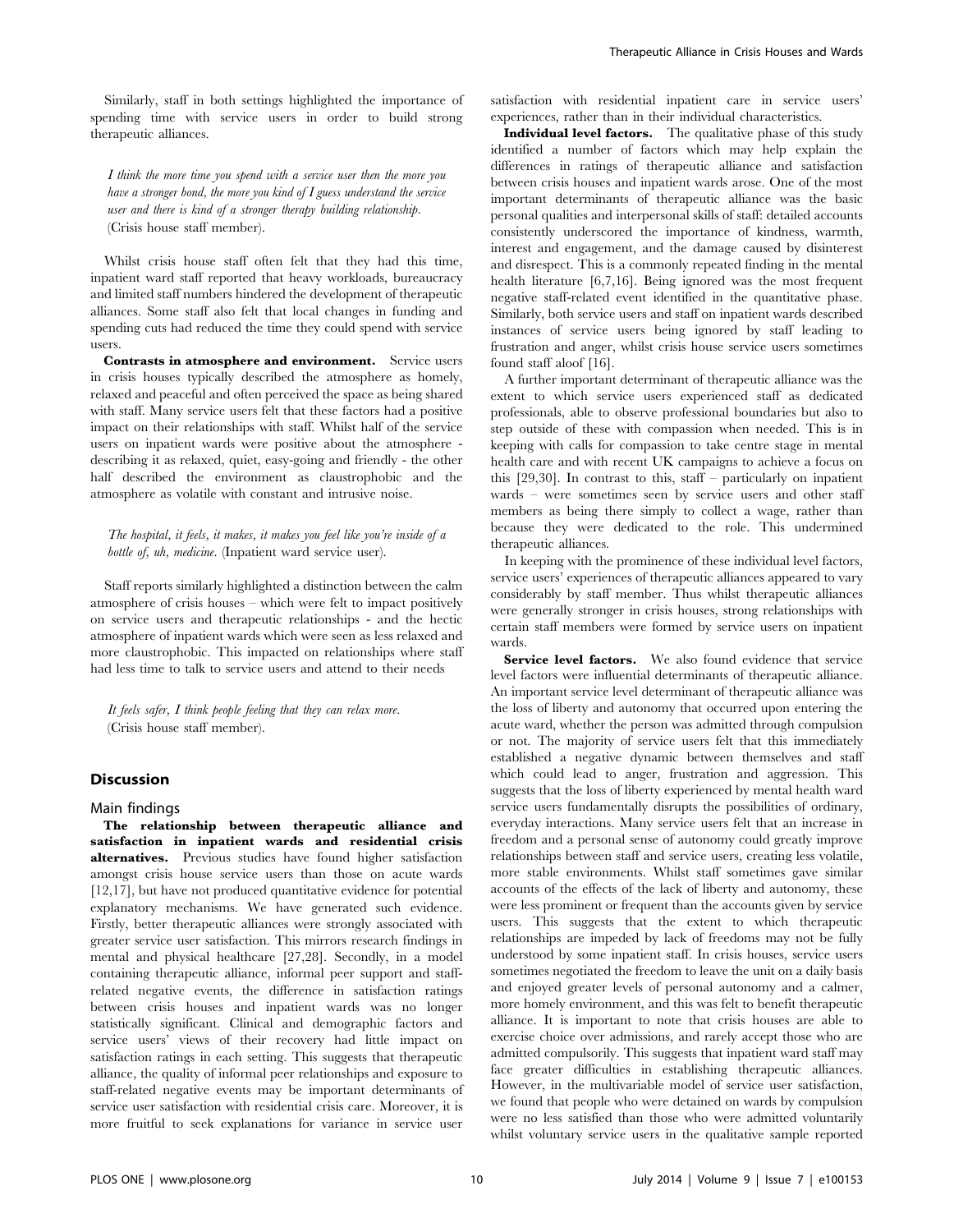Similarly, staff in both settings highlighted the importance of spending time with service users in order to build strong therapeutic alliances.

*I think the more time you spend with a service user then the more you have a stronger bond, the more you kind of I guess understand the service user and there is kind of a stronger therapy building relationship.* (Crisis house staff member).

Whilst crisis house staff often felt that they had this time, inpatient ward staff reported that heavy workloads, bureaucracy and limited staff numbers hindered the development of therapeutic alliances. Some staff also felt that local changes in funding and spending cuts had reduced the time they could spend with service users.

**Contrasts in atmosphere and environment.** Service users in crisis houses typically described the atmosphere as homely, relaxed and peaceful and often perceived the space as being shared with staff. Many service users felt that these factors had a positive impact on their relationships with staff. Whilst half of the service users on inpatient wards were positive about the atmosphere - describing it as relaxed, quiet, easy-going and friendly - the other half described the environment as claustrophobic and the atmosphere as volatile with constant and intrusive noise.

*The hospital, it feels, it makes, it makes you feel like you're inside of a bottle of, uh, medicine.* (Inpatient ward service user).

Staff reports similarly highlighted a distinction between the calm atmosphere of crisis houses – which were felt to impact positively on service users and therapeutic relationships - and the hectic atmosphere of inpatient wards which were seen as less relaxed and more claustrophobic. This impacted on relationships where staff had less time to talk to service users and attend to their needs

*It feels safer, I think people feeling that they can relax more.* (Crisis house staff member).

## Discussion

### Main findings

**The relationship between therapeutic alliance and satisfaction in inpatient wards and residential crisis alternatives.** Previous studies have found higher satisfaction amongst crisis house service users than those on acute wards [12,17], but have not produced quantitative evidence for potential explanatory mechanisms. We have generated such evidence. Firstly, better therapeutic alliances were strongly associated with greater service user satisfaction. This mirrors research findings in mental and physical healthcare [27,28]. Secondly, in a model containing therapeutic alliance, informal peer support and staff-related negative events, the difference in satisfaction ratings between crisis houses and inpatient wards was no longer statistically significant. Clinical and demographic factors and service users' views of their recovery had little impact on satisfaction ratings in each setting. This suggests that therapeutic alliance, the quality of informal peer relationships and exposure to staff-related negative events may be important determinants of service user satisfaction with residential crisis care. Moreover, it is more fruitful to seek explanations for variance in service user satisfaction with residential inpatient care in service users' experiences, rather than in their individual characteristics.

**Individual level factors.** The qualitative phase of this study identified a number of factors which may help explain the differences in ratings of therapeutic alliance and satisfaction between crisis houses and inpatient wards arose. One of the most important determinants of therapeutic alliance was the basic personal qualities and interpersonal skills of staff: detailed accounts consistently underscored the importance of kindness, warmth, interest and engagement, and the damage caused by disinterest and disrespect. This is a commonly repeated finding in the mental health literature [6,7,16]. Being ignored was the most frequent negative staff-related event identified in the quantitative phase. Similarly, both service users and staff on inpatient wards described instances of service users being ignored by staff leading to frustration and anger, whilst crisis house service users sometimes found staff aloof [16].

A further important determinant of therapeutic alliance was the extent to which service users experienced staff as dedicated professionals, able to observe professional boundaries but also to step outside of these with compassion when needed. This is in keeping with calls for compassion to take centre stage in mental health care and with recent UK campaigns to achieve a focus on this [29,30]. In contrast to this, staff – particularly on inpatient wards – were sometimes seen by service users and other staff members as being there simply to collect a wage, rather than because they were dedicated to the role. This undermined therapeutic alliances.

In keeping with the prominence of these individual level factors, service users' experiences of therapeutic alliances appeared to vary considerably by staff member. Thus whilst therapeutic alliances were generally stronger in crisis houses, strong relationships with certain staff members were formed by service users on inpatient wards.

**Service level factors.** We also found evidence that service level factors were influential determinants of therapeutic alliance. An important service level determinant of therapeutic alliance was the loss of liberty and autonomy that occurred upon entering the acute ward, whether the person was admitted through compulsion or not. The majority of service users felt that this immediately established a negative dynamic between themselves and staff which could lead to anger, frustration and aggression. This suggests that the loss of liberty experienced by mental health ward service users fundamentally disrupts the possibilities of ordinary, everyday interactions. Many service users felt that an increase in freedom and a personal sense of autonomy could greatly improve relationships between staff and service users, creating less volatile, more stable environments. Whilst staff sometimes gave similar accounts of the effects of the lack of liberty and autonomy, these were less prominent or frequent than the accounts given by service users. This suggests that the extent to which therapeutic relationships are impeded by lack of freedoms may not be fully understood by some inpatient staff. In crisis houses, service users sometimes negotiated the freedom to leave the unit on a daily basis and enjoyed greater levels of personal autonomy and a calmer, more homely environment, and this was felt to benefit therapeutic alliance. It is important to note that crisis houses are able to exercise choice over admissions, and rarely accept those who are admitted compulsorily. This suggests that inpatient ward staff may face greater difficulties in establishing therapeutic alliances. However, in the multivariable model of service user satisfaction, we found that people who were detained on wards by compulsion were no less satisfied than those who were admitted voluntarily whilst voluntary service users in the qualitative sample reported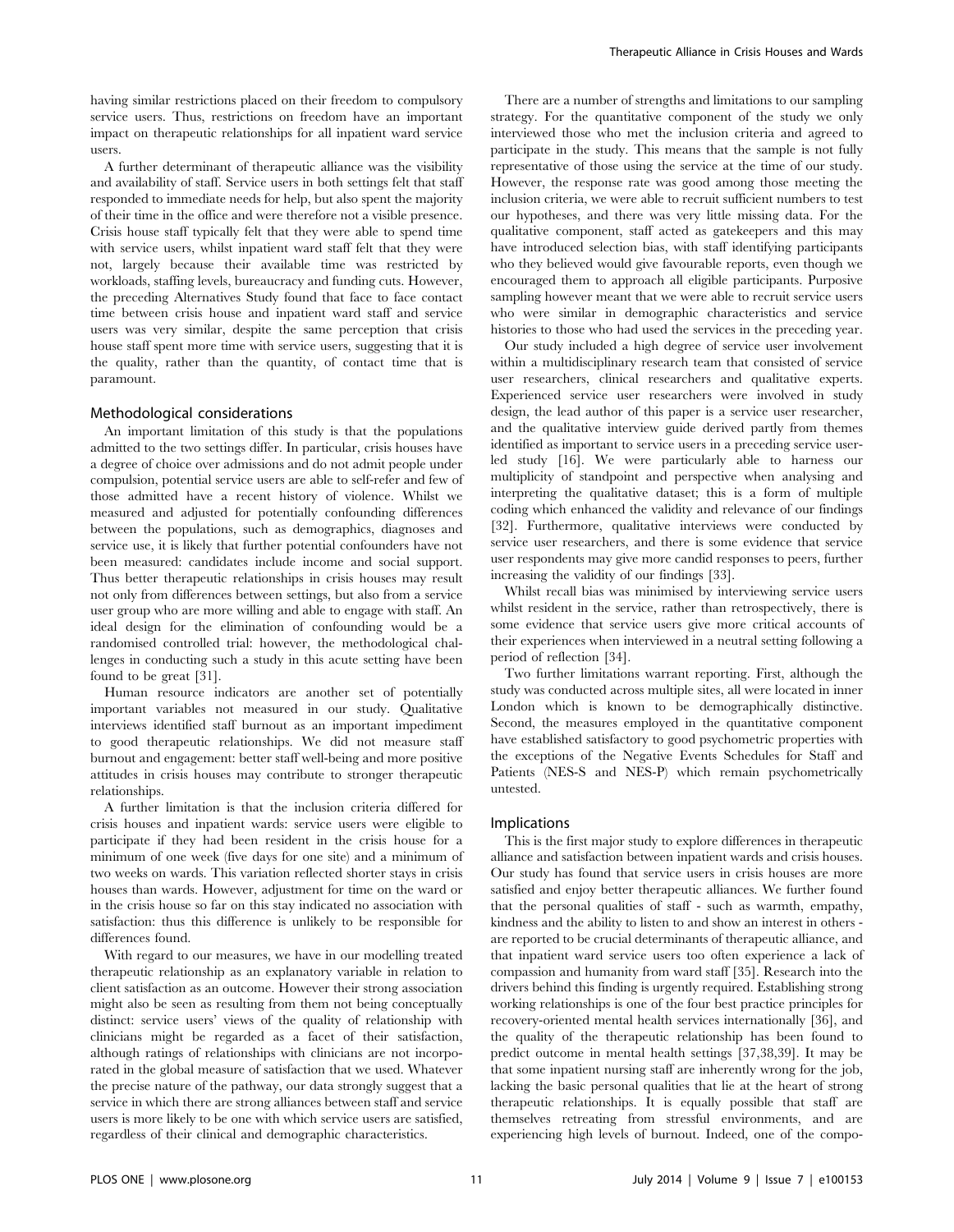having similar restrictions placed on their freedom to compulsory service users. Thus, restrictions on freedom have an important impact on therapeutic relationships for all inpatient ward service users.

A further determinant of therapeutic alliance was the visibility and availability of staff. Service users in both settings felt that staff responded to immediate needs for help, but also spent the majority of their time in the office and were therefore not a visible presence. Crisis house staff typically felt that they were able to spend time with service users, whilst inpatient ward staff felt that they were not, largely because their available time was restricted by workloads, staffing levels, bureaucracy and funding cuts. However, the preceding Alternatives Study found that face to face contact time between crisis house and inpatient ward staff and service users was very similar, despite the same perception that crisis house staff spent more time with service users, suggesting that it is the quality, rather than the quantity, of contact time that is paramount.

### Methodological considerations

An important limitation of this study is that the populations admitted to the two settings differ. In particular, crisis houses have a degree of choice over admissions and do not admit people under compulsion, potential service users are able to self-refer and few of those admitted have a recent history of violence. Whilst we measured and adjusted for potentially confounding differences between the populations, such as demographics, diagnoses and service use, it is likely that further potential confounders have not been measured: candidates include income and social support. Thus better therapeutic relationships in crisis houses may result not only from differences between settings, but also from a service user group who are more willing and able to engage with staff. An ideal design for the elimination of confounding would be a randomised controlled trial: however, the methodological challenges in conducting such a study in this acute setting have been found to be great [31].

Human resource indicators are another set of potentially important variables not measured in our study. Qualitative interviews identified staff burnout as an important impediment to good therapeutic relationships. We did not measure staff burnout and engagement: better staff well-being and more positive attitudes in crisis houses may contribute to stronger therapeutic relationships.

A further limitation is that the inclusion criteria differed for crisis houses and inpatient wards: service users were eligible to participate if they had been resident in the crisis house for a minimum of one week (five days for one site) and a minimum of two weeks on wards. This variation reflected shorter stays in crisis houses than wards. However, adjustment for time on the ward or in the crisis house so far on this stay indicated no association with satisfaction: thus this difference is unlikely to be responsible for differences found.

With regard to our measures, we have in our modelling treated therapeutic relationship as an explanatory variable in relation to client satisfaction as an outcome. However their strong association might also be seen as resulting from them not being conceptually distinct: service users' views of the quality of relationship with clinicians might be regarded as a facet of their satisfaction, although ratings of relationships with clinicians are not incorporated in the global measure of satisfaction that we used. Whatever the precise nature of the pathway, our data strongly suggest that a service in which there are strong alliances between staff and service users is more likely to be one with which service users are satisfied, regardless of their clinical and demographic characteristics.

There are a number of strengths and limitations to our sampling strategy. For the quantitative component of the study we only interviewed those who met the inclusion criteria and agreed to participate in the study. This means that the sample is not fully representative of those using the service at the time of our study. However, the response rate was good among those meeting the inclusion criteria, we were able to recruit sufficient numbers to test our hypotheses, and there was very little missing data. For the qualitative component, staff acted as gatekeepers and this may have introduced selection bias, with staff identifying participants who they believed would give favourable reports, even though we encouraged them to approach all eligible participants. Purposive sampling however meant that we were able to recruit service users who were similar in demographic characteristics and service histories to those who had used the services in the preceding year.

Our study included a high degree of service user involvement within a multidisciplinary research team that consisted of service user researchers, clinical researchers and qualitative experts. Experienced service user researchers were involved in study design, the lead author of this paper is a service user researcher, and the qualitative interview guide derived partly from themes identified as important to service users in a preceding service user-led study [16]. We were particularly able to harness our multiplicity of standpoint and perspective when analysing and interpreting the qualitative dataset; this is a form of multiple coding which enhanced the validity and relevance of our findings [32]. Furthermore, qualitative interviews were conducted by service user researchers, and there is some evidence that service user respondents may give more candid responses to peers, further increasing the validity of our findings [33].

Whilst recall bias was minimised by interviewing service users whilst resident in the service, rather than retrospectively, there is some evidence that service users give more critical accounts of their experiences when interviewed in a neutral setting following a period of reflection [34].

Two further limitations warrant reporting. First, although the study was conducted across multiple sites, all were located in inner London which is known to be demographically distinctive. Second, the measures employed in the quantitative component have established satisfactory to good psychometric properties with the exceptions of the Negative Events Schedules for Staff and Patients (NES-S and NES-P) which remain psychometrically untested.

### Implications

This is the first major study to explore differences in therapeutic alliance and satisfaction between inpatient wards and crisis houses. Our study has found that service users in crisis houses are more satisfied and enjoy better therapeutic alliances. We further found that the personal qualities of staff - such as warmth, empathy, kindness and the ability to listen to and show an interest in others - are reported to be crucial determinants of therapeutic alliance, and that inpatient ward service users too often experience a lack of compassion and humanity from ward staff [35]. Research into the drivers behind this finding is urgently required. Establishing strong working relationships is one of the four best practice principles for recovery-oriented mental health services internationally [36], and the quality of the therapeutic relationship has been found to predict outcome in mental health settings [37,38,39]. It may be that some inpatient nursing staff are inherently wrong for the job, lacking the basic personal qualities that lie at the heart of strong therapeutic relationships. It is equally possible that staff are themselves retreating from stressful environments, and are experiencing high levels of burnout. Indeed, one of the compo-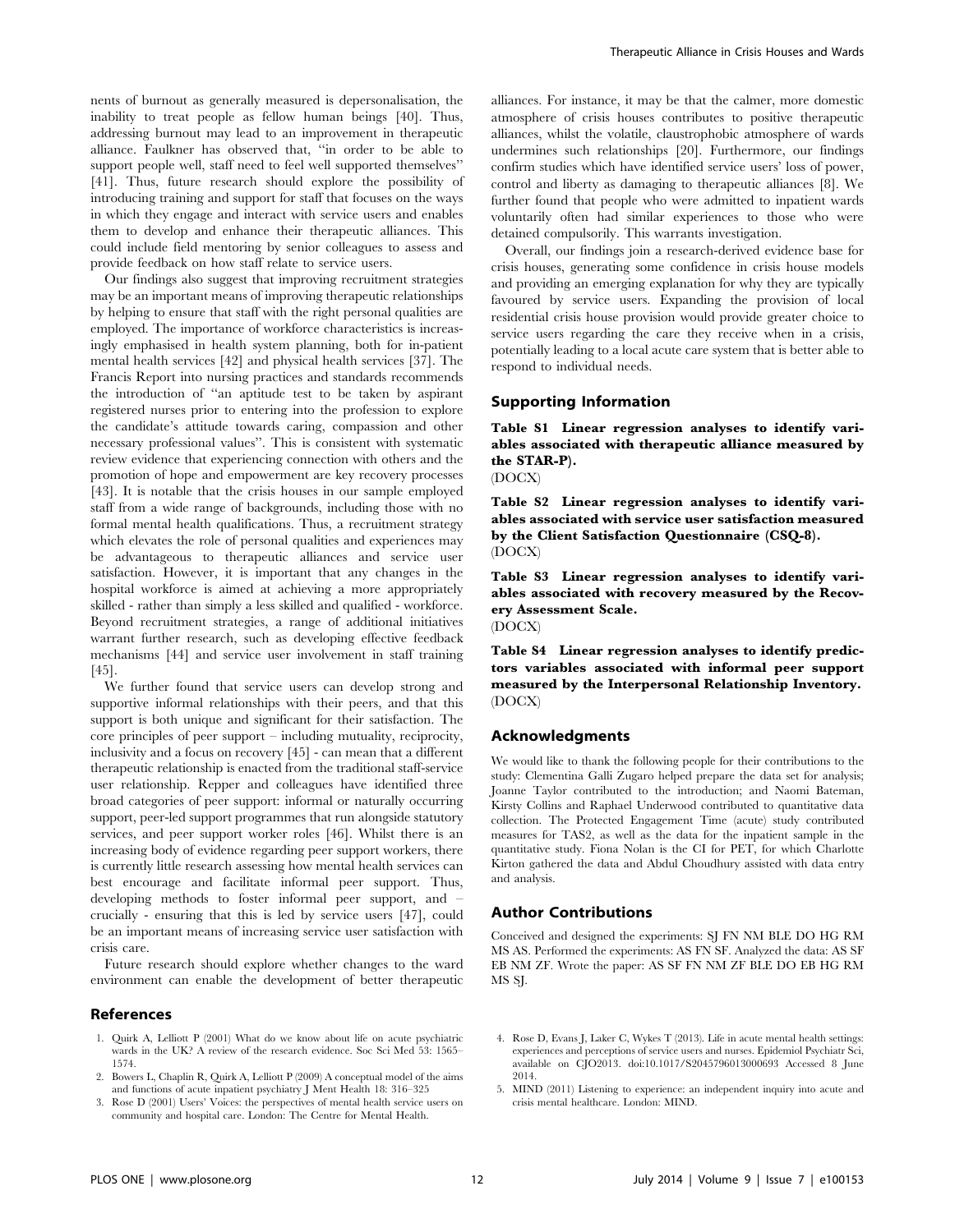nents of burnout as generally measured is depersonalisation, the inability to treat people as fellow human beings [40]. Thus, addressing burnout may lead to an improvement in therapeutic alliance. Faulkner has observed that, "in order to be able to support people well, staff need to feel well supported themselves" [41]. Thus, future research should explore the possibility of introducing training and support for staff that focuses on the ways in which they engage and interact with service users and enables them to develop and enhance their therapeutic alliances. This could include field mentoring by senior colleagues to assess and provide feedback on how staff relate to service users.

Our findings also suggest that improving recruitment strategies may be an important means of improving therapeutic relationships by helping to ensure that staff with the right personal qualities are employed. The importance of workforce characteristics is increasingly emphasised in health system planning, both for in-patient mental health services [42] and physical health services [37]. The Francis Report into nursing practices and standards recommends the introduction of "an aptitude test to be taken by aspirant registered nurses prior to entering into the profession to explore the candidate's attitude towards caring, compassion and other necessary professional values". This is consistent with systematic review evidence that experiencing connection with others and the promotion of hope and empowerment are key recovery processes [43]. It is notable that the crisis houses in our sample employed staff from a wide range of backgrounds, including those with no formal mental health qualifications. Thus, a recruitment strategy which elevates the role of personal qualities and experiences may be advantageous to therapeutic alliances and service user satisfaction. However, it is important that any changes in the hospital workforce is aimed at achieving a more appropriately skilled - rather than simply a less skilled and qualified - workforce. Beyond recruitment strategies, a range of additional initiatives warrant further research, such as developing effective feedback mechanisms [44] and service user involvement in staff training [45].

We further found that service users can develop strong and supportive informal relationships with their peers, and that this support is both unique and significant for their satisfaction. The core principles of peer support – including mutuality, reciprocity, inclusivity and a focus on recovery [45] - can mean that a different therapeutic relationship is enacted from the traditional staff-service user relationship. Repper and colleagues have identified three broad categories of peer support: informal or naturally occurring support, peer-led support programmes that run alongside statutory services, and peer support worker roles [46]. Whilst there is an increasing body of evidence regarding peer support workers, there is currently little research assessing how mental health services can best encourage and facilitate informal peer support. Thus, developing methods to foster informal peer support, and – crucially - ensuring that this is led by service users [47], could be an important means of increasing service user satisfaction with crisis care.

Future research should explore whether changes to the ward environment can enable the development of better therapeutic alliances. For instance, it may be that the calmer, more domestic atmosphere of crisis houses contributes to positive therapeutic alliances, whilst the volatile, claustrophobic atmosphere of wards undermines such relationships [20]. Furthermore, our findings confirm studies which have identified service users' loss of power, control and liberty as damaging to therapeutic alliances [8]. We further found that people who were admitted to inpatient wards voluntarily often had similar experiences to those who were detained compulsorily. This warrants investigation.

Overall, our findings join a research-derived evidence base for crisis houses, generating some confidence in crisis house models and providing an emerging explanation for why they are typically favoured by service users. Expanding the provision of local residential crisis house provision would provide greater choice to service users regarding the care they receive when in a crisis, potentially leading to a local acute care system that is better able to respond to individual needs.

## Supporting Information

**Table S1 Linear regression analyses to identify variables associated with therapeutic alliance measured by the STAR-P).**
(DOCX)

**Table S2 Linear regression analyses to identify variables associated with service user satisfaction measured by the Client Satisfaction Questionnaire (CSQ-8).**
(DOCX)

**Table S3 Linear regression analyses to identify variables associated with recovery measured by the Recovery Assessment Scale.**
(DOCX)

**Table S4 Linear regression analyses to identify predictors variables associated with informal peer support measured by the Interpersonal Relationship Inventory.**
(DOCX)

## Acknowledgments

We would like to thank the following people for their contributions to the study: Clementina Galli Zugaro helped prepare the data set for analysis; Joanne Taylor contributed to the introduction; and Naomi Bateman, Kirsty Collins and Raphael Underwood contributed to quantitative data collection. The Protected Engagement Time (acute) study contributed measures for TAS2, as well as the data for the inpatient sample in the quantitative study. Fiona Nolan is the CI for PET, for which Charlotte Kirton gathered the data and Abdul Choudhury assisted with data entry and analysis.

## Author Contributions

Conceived and designed the experiments: SJ FN NM BLE DO HG RM MS AS. Performed the experiments: AS FN SF. Analyzed the data: AS SF EB NM ZF. Wrote the paper: AS SF FN NM ZF BLE DO EB HG RM MS SJ.

## References

1. Quirk A, Lelliott P (2001) What do we know about life on acute psychiatric wards in the UK? A review of the research evidence. Soc Sci Med 53: 1565–1574.
2. Bowers L, Chaplin R, Quirk A, Lelliott P (2009) A conceptual model of the aims and functions of acute inpatient psychiatry J Ment Health 18: 316–325
3. Rose D (2001) Users' Voices: the perspectives of mental health service users on community and hospital care. London: The Centre for Mental Health.
4. Rose D, Evans J, Laker C, Wykes T (2013). Life in acute mental health settings: experiences and perceptions of service users and nurses. Epidemiol Psychiatr Sci, available on CJO2013. doi:10.1017/S2045796013000693 Accessed 8 June 2014.
5. MIND (2011) Listening to experience: an independent inquiry into acute and crisis mental healthcare. London: MIND.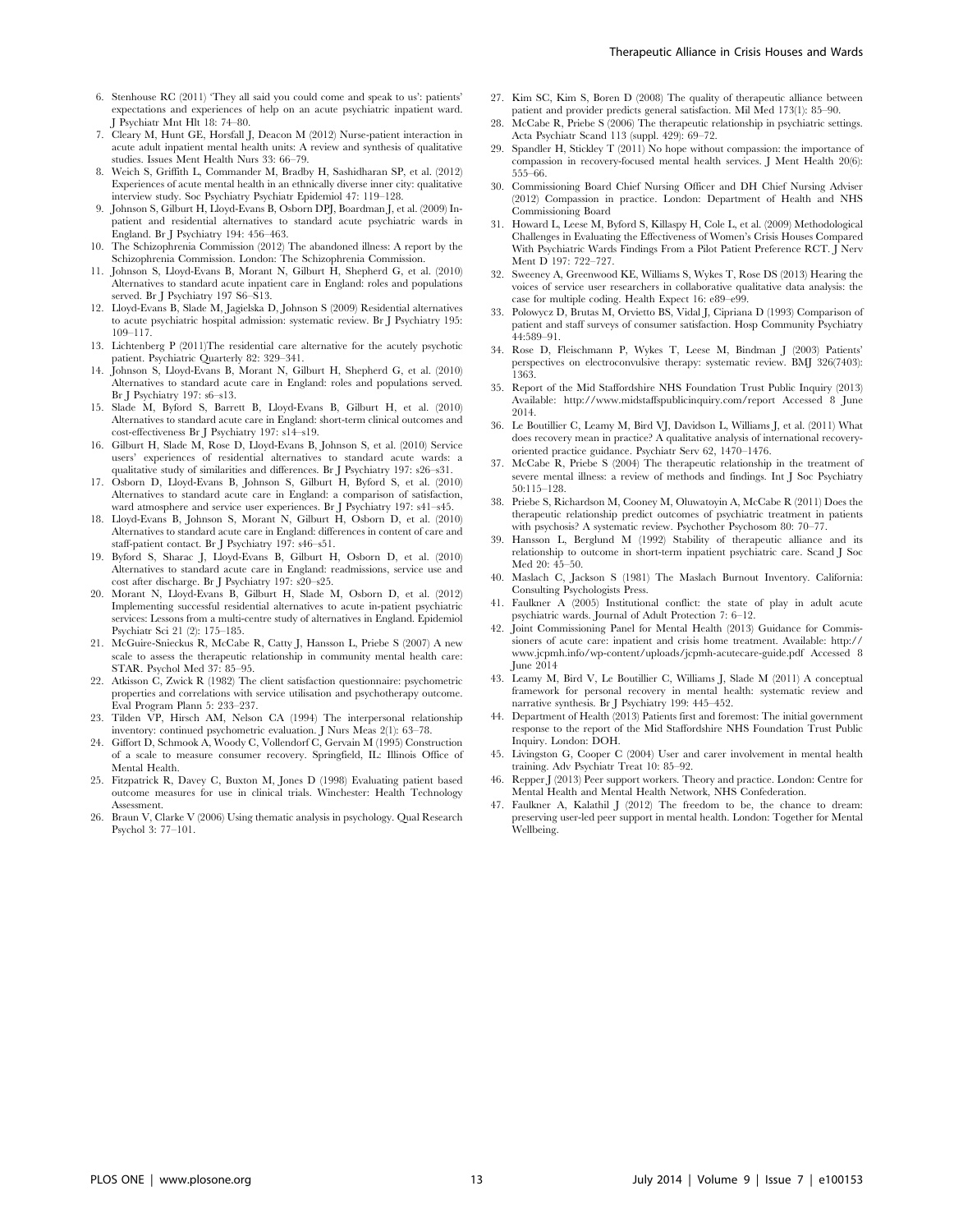6. Stenhouse RC (2011) 'They all said you could come and speak to us': patients' expectations and experiences of help on an acute psychiatric inpatient ward. J Psychiatr Mnt Hlt 18: 74–80.
7. Cleary M, Hunt GE, Horsfall J, Deacon M (2012) Nurse-patient interaction in acute adult inpatient mental health units: A review and synthesis of qualitative studies. Issues Ment Health Nurs 33: 66–79.
8. Weich S, Griffith L, Commander M, Bradby H, Sashidharan SP, et al. (2012) Experiences of acute mental health in an ethnically diverse inner city: qualitative interview study. Soc Psychiatry Psychiatr Epidemiol 47: 119–128.
9. Johnson S, Gilburt H, Lloyd-Evans B, Osborn DPJ, Boardman J, et al. (2009) In-patient and residential alternatives to standard acute psychiatric wards in England. Br J Psychiatry 194: 456–463.
10. The Schizophrenia Commission (2012) The abandoned illness: A report by the Schizophrenia Commission. London: The Schizophrenia Commission.
11. Johnson S, Lloyd-Evans B, Morant N, Gilburt H, Shepherd G, et al. (2010) Alternatives to standard acute inpatient care in England: roles and populations served. Br J Psychiatry 197 S6–S13.
12. Lloyd-Evans B, Slade M, Jagielska D, Johnson S (2009) Residential alternatives to acute psychiatric hospital admission: systematic review. Br J Psychiatry 195: 109–117.
13. Lichtenberg P (2011)The residential care alternative for the acutely psychotic patient. Psychiatric Quarterly 82: 329–341.
14. Johnson S, Lloyd-Evans B, Morant N, Gilburt H, Shepherd G, et al. (2010) Alternatives to standard acute care in England: roles and populations served. Br J Psychiatry 197: s6–s13.
15. Slade M, Byford S, Barrett B, Lloyd-Evans B, Gilburt H, et al. (2010) Alternatives to standard acute care in England: short-term clinical outcomes and cost-effectiveness Br J Psychiatry 197: s14–s19.
16. Gilburt H, Slade M, Rose D, Lloyd-Evans B, Johnson S, et al. (2010) Service users' experiences of residential alternatives to standard acute wards: a qualitative study of similarities and differences. Br J Psychiatry 197: s26–s31.
17. Osborn D, Lloyd-Evans B, Johnson S, Gilburt H, Byford S, et al. (2010) Alternatives to standard acute care in England: a comparison of satisfaction, ward atmosphere and service user experiences. Br J Psychiatry 197: s41–s45.
18. Lloyd-Evans B, Johnson S, Morant N, Gilburt H, Osborn D, et al. (2010) Alternatives to standard acute care in England: differences in content of care and staff-patient contact. Br J Psychiatry 197: s46–s51.
19. Byford S, Sharac J, Lloyd-Evans B, Gilburt H, Osborn D, et al. (2010) Alternatives to standard acute care in England: readmissions, service use and cost after discharge. Br J Psychiatry 197: s20–s25.
20. Morant N, Lloyd-Evans B, Gilburt H, Slade M, Osborn D, et al. (2012) Implementing successful residential alternatives to acute in-patient psychiatric services: Lessons from a multi-centre study of alternatives in England. Epidemiol Psychiatr Sci 21 (2): 175–185.
21. McGuire-Snieckus R, McCabe R, Catty J, Hansson L, Priebe S (2007) A new scale to assess the therapeutic relationship in community mental health care: STAR. Psychol Med 37: 85–95.
22. Atkisson C, Zwick R (1982) The client satisfaction questionnaire: psychometric properties and correlations with service utilisation and psychotherapy outcome. Eval Program Plann 5: 233–237.
23. Tilden VP, Hirsch AM, Nelson CA (1994) The interpersonal relationship inventory: continued psychometric evaluation. J Nurs Meas 2(1): 63–78.
24. Giffort D, Schmook A, Woody C, Vollendorf C, Gervain M (1995) Construction of a scale to measure consumer recovery. Springfield, IL: Illinois Office of Mental Health.
25. Fitzpatrick R, Davey C, Buxton M, Jones D (1998) Evaluating patient based outcome measures for use in clinical trials. Winchester: Health Technology Assessment.
26. Braun V, Clarke V (2006) Using thematic analysis in psychology. Qual Research Psychol 3: 77–101.
27. Kim SC, Kim S, Boren D (2008) The quality of therapeutic alliance between patient and provider predicts general satisfaction. Mil Med 173(1): 85–90.
28. McCabe R, Priebe S (2006) The therapeutic relationship in psychiatric settings. Acta Psychiatr Scand 113 (suppl. 429): 69–72.
29. Spandler H, Stickley T (2011) No hope without compassion: the importance of compassion in recovery-focused mental health services. J Ment Health 20(6): 555–66.
30. Commissioning Board Chief Nursing Officer and DH Chief Nursing Adviser (2012) Compassion in practice. London: Department of Health and NHS Commissioning Board
31. Howard L, Leese M, Byford S, Killaspy H, Cole L, et al. (2009) Methodological Challenges in Evaluating the Effectiveness of Women's Crisis Houses Compared With Psychiatric Wards Findings From a Pilot Patient Preference RCT. J Nerv Ment D 197: 722–727.
32. Sweeney A, Greenwood KE, Williams S, Wykes T, Rose DS (2013) Hearing the voices of service user researchers in collaborative qualitative data analysis: the case for multiple coding. Health Expect 16: e89–e99.
33. Polowycz D, Brutas M, Orvietto BS, Vidal J, Cipriana D (1993) Comparison of patient and staff surveys of consumer satisfaction. Hosp Community Psychiatry 44:589–91.
34. Rose D, Fleischmann P, Wykes T, Leese M, Bindman J (2003) Patients' perspectives on electroconvulsive therapy: systematic review. BMJ 326(7403): 1363.
35. Report of the Mid Staffordshire NHS Foundation Trust Public Inquiry (2013) Available: http://www.midstaffspublicinquiry.com/report Accessed 8 June 2014.
36. Le Boutillier C, Leamy M, Bird VJ, Davidson L, Williams J, et al. (2011) What does recovery mean in practice? A qualitative analysis of international recovery-oriented practice guidance. Psychiatr Serv 62, 1470–1476.
37. McCabe R, Priebe S (2004) The therapeutic relationship in the treatment of severe mental illness: a review of methods and findings. Int J Soc Psychiatry 50:115–128.
38. Priebe S, Richardson M, Cooney M, Oluwatoyin A, McCabe R (2011) Does the therapeutic relationship predict outcomes of psychiatric treatment in patients with psychosis? A systematic review. Psychother Psychosom 80: 70–77.
39. Hansson L, Berglund M (1992) Stability of therapeutic alliance and its relationship to outcome in short-term inpatient psychiatric care. Scand J Soc Med 20: 45–50.
40. Maslach C, Jackson S (1981) The Maslach Burnout Inventory. California: Consulting Psychologists Press.
41. Faulkner A (2005) Institutional conflict: the state of play in adult acute psychiatric wards. Journal of Adult Protection 7: 6–12.
42. Joint Commissioning Panel for Mental Health (2013) Guidance for Commissioners of acute care: inpatient and crisis home treatment. Available: http://www.jcpmh.info/wp-content/uploads/jcpmh-acutecare-guide.pdf Accessed 8 June 2014
43. Leamy M, Bird V, Le Boutillier C, Williams J, Slade M (2011) A conceptual framework for personal recovery in mental health: systematic review and narrative synthesis. Br J Psychiatry 199: 445–452.
44. Department of Health (2013) Patients first and foremost: The initial government response to the report of the Mid Staffordshire NHS Foundation Trust Public Inquiry. London: DOH.
45. Livingston G, Cooper C (2004) User and carer involvement in mental health training. Adv Psychiatr Treat 10: 85–92.
46. Repper J (2013) Peer support workers. Theory and practice. London: Centre for Mental Health and Mental Health Network, NHS Confederation.
47. Faulkner A, Kalathil J (2012) The freedom to be, the chance to dream: preserving user-led peer support in mental health. London: Together for Mental Wellbeing.